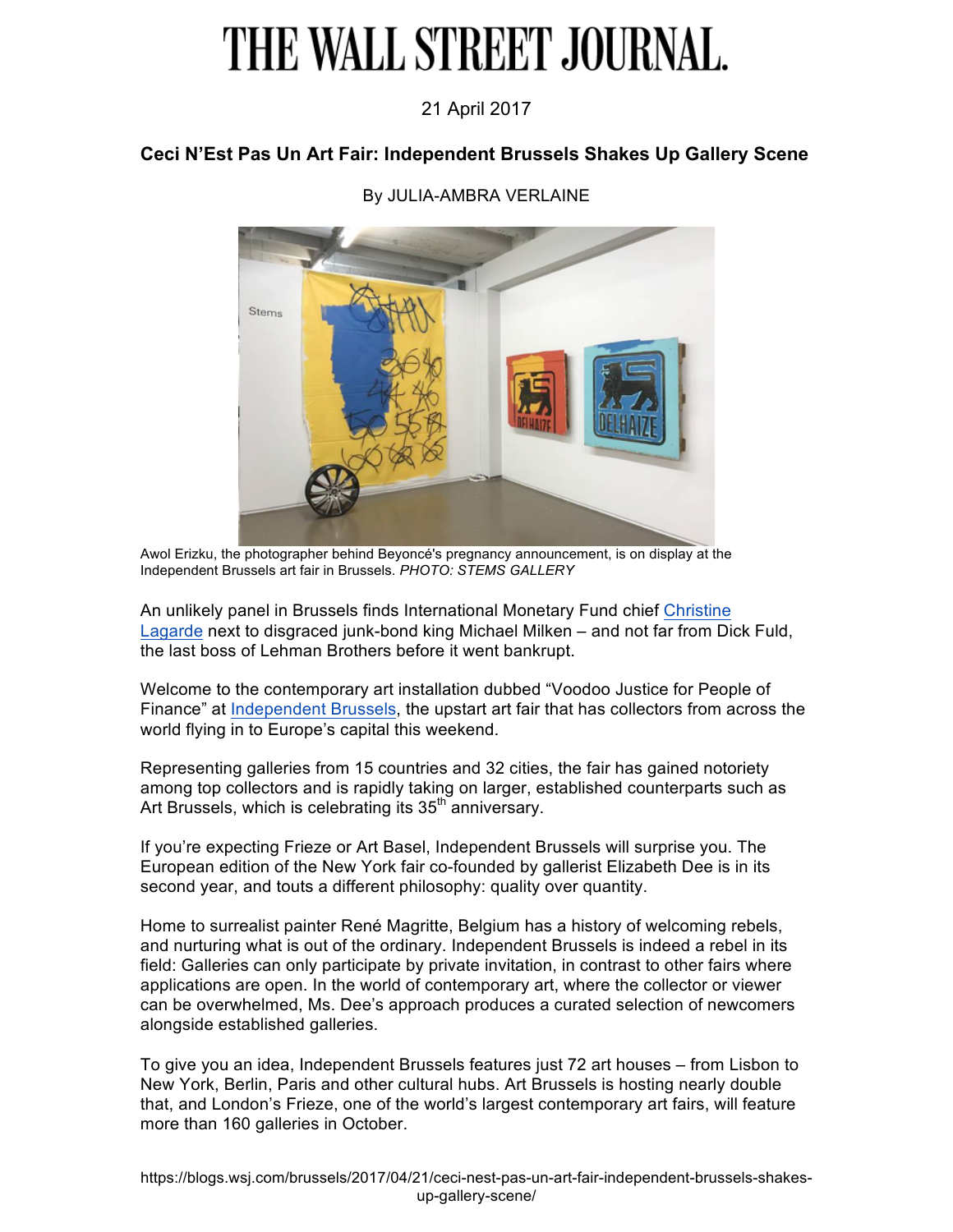# THE WALL STREET JOURNAL.

21 April 2017

## Ceci N'Est Pas Un Art Fair: Independent Brussels Shakes Up Gallery Scene

By JULIA-AMBRA VERLAINE

Awol Erizku, the photographer behind Beyoncé's pregnancy announcement, is on display at the Independent Brussels art fair in Brussels. *PHOTO: STEMS GALLERY*

An unlikely panel in Brussels finds International Monetary Fund chief Christine Lagarde next to disgraced junk-bond king Michael Milken – and not far from Dick Fuld, the last boss of Lehman Brothers before it went bankrupt.

Welcome to the contemporary art installation dubbed "Voodoo Justice for People of Finance" at Independent Brussels, the upstart art fair that has collectors from across the world flying in to Europe's capital this weekend.

Representing galleries from 15 countries and 32 cities, the fair has gained notoriety among top collectors and is rapidly taking on larger, established counterparts such as Art Brussels, which is celebrating its 35th anniversary.

If you're expecting Frieze or Art Basel, Independent Brussels will surprise you. The European edition of the New York fair co-founded by gallerist Elizabeth Dee is in its second year, and touts a different philosophy: quality over quantity.

Home to surrealist painter René Magritte, Belgium has a history of welcoming rebels, and nurturing what is out of the ordinary. Independent Brussels is indeed a rebel in its field: Galleries can only participate by private invitation, in contrast to other fairs where applications are open. In the world of contemporary art, where the collector or viewer can be overwhelmed, Ms. Dee's approach produces a curated selection of newcomers alongside established galleries.

To give you an idea, Independent Brussels features just 72 art houses – from Lisbon to New York, Berlin, Paris and other cultural hubs. Art Brussels is hosting nearly double that, and London's Frieze, one of the world's largest contemporary art fairs, will feature more than 160 galleries in October.

https://blogs.wsj.com/brussels/2017/04/21/ceci-nest-pas-un-art-fair-independent-brussels-shakes-up-gallery-scene/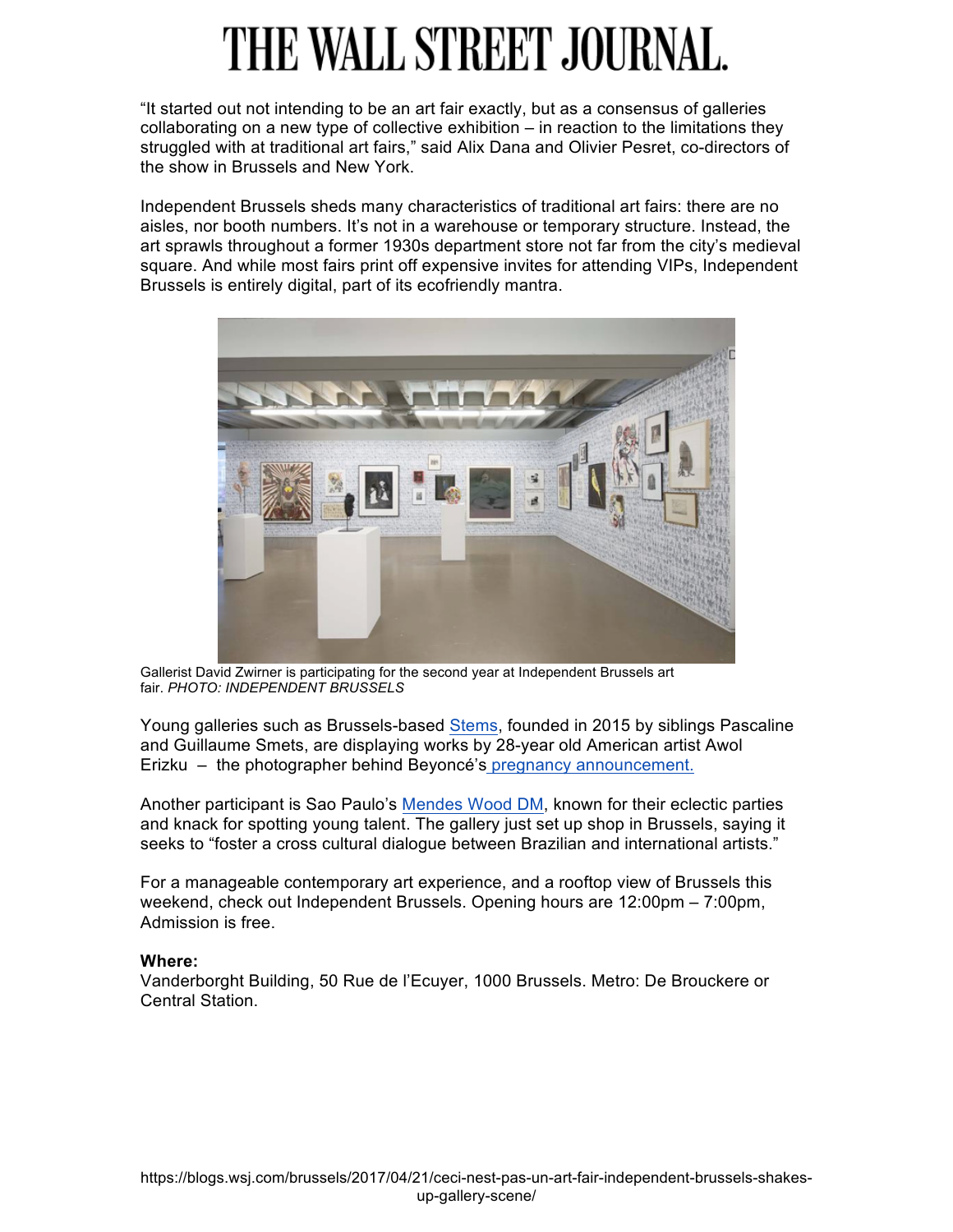"It started out not intending to be an art fair exactly, but as a consensus of galleries collaborating on a new type of collective exhibition – in reaction to the limitations they struggled with at traditional art fairs," said Alix Dana and Olivier Pesret, co-directors of the show in Brussels and New York.

Independent Brussels sheds many characteristics of traditional art fairs: there are no aisles, nor booth numbers. It's not in a warehouse or temporary structure. Instead, the art sprawls throughout a former 1930s department store not far from the city's medieval square. And while most fairs print off expensive invites for attending VIPs, Independent Brussels is entirely digital, part of its ecofriendly mantra.

Gallerist David Zwirner is participating for the second year at Independent Brussels art fair. *PHOTO: INDEPENDENT BRUSSELS*

Young galleries such as Brussels-based Stems, founded in 2015 by siblings Pascaline and Guillaume Smets, are displaying works by 28-year old American artist Awol Erizku – the photographer behind Beyoncé's pregnancy announcement.

Another participant is Sao Paulo's Mendes Wood DM, known for their eclectic parties and knack for spotting young talent. The gallery just set up shop in Brussels, saying it seeks to "foster a cross cultural dialogue between Brazilian and international artists."

For a manageable contemporary art experience, and a rooftop view of Brussels this weekend, check out Independent Brussels. Opening hours are 12:00pm – 7:00pm, Admission is free.

**Where:**
Vanderborght Building, 50 Rue de l'Ecuyer, 1000 Brussels. Metro: De Brouckere or Central Station.